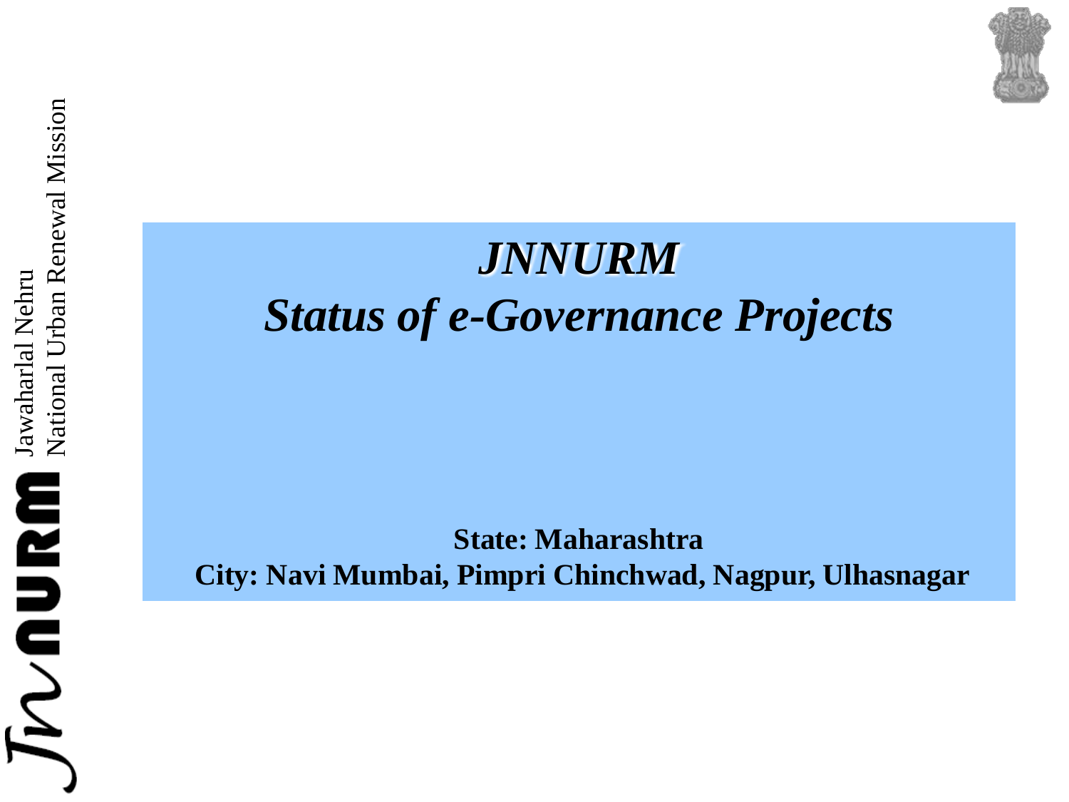# *JNNURM*

## *Status of e-Governance Projects*

**State: Maharashtra**

**City: Navi Mumbai, Pimpri Chinchwad, Nagpur, Ulhasnagar**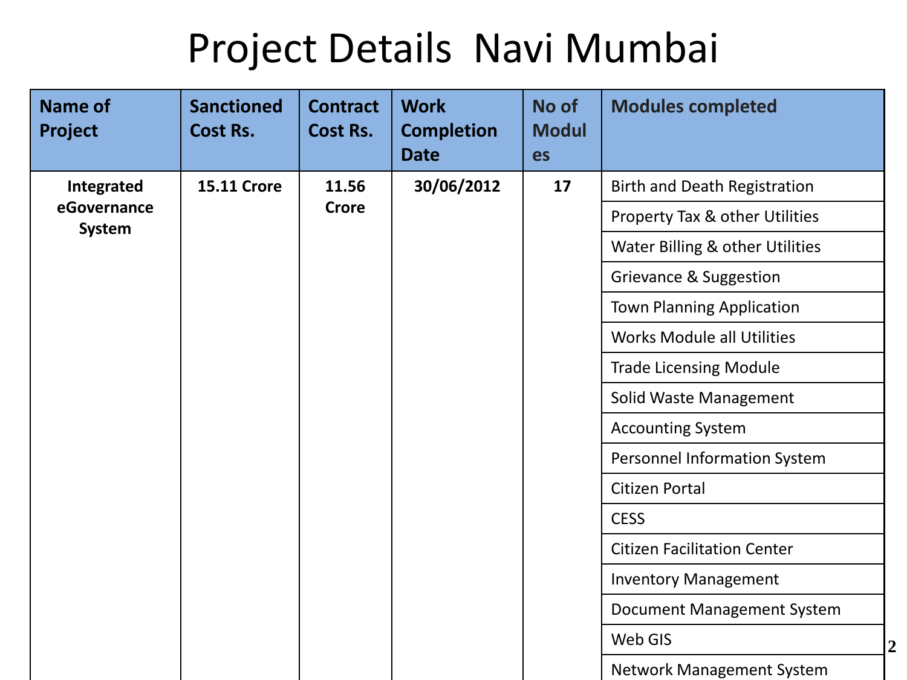# Project Details Navi Mumbai

| Name of Project | Sanctioned Cost Rs. | Contract Cost Rs. | Work Completion Date | No of Modules | Modules completed |
|---|---|---|---|---|---|
| **Integrated eGovernance System** | **15.11 Crore** | **11.56 Crore** | **30/06/2012** | **17** | Birth and Death Registration |
| | | | | | Property Tax & other Utilities |
| | | | | | Water Billing & other Utilities |
| | | | | | Grievance & Suggestion |
| | | | | | Town Planning Application |
| | | | | | Works Module all Utilities |
| | | | | | Trade Licensing Module |
| | | | | | Solid Waste Management |
| | | | | | Accounting System |
| | | | | | Personnel Information System |
| | | | | | Citizen Portal |
| | | | | | CESS |
| | | | | | Citizen Facilitation Center |
| | | | | | Inventory Management |
| | | | | | Document Management System |
| | | | | | Web GIS |
| | | | | | Network Management System |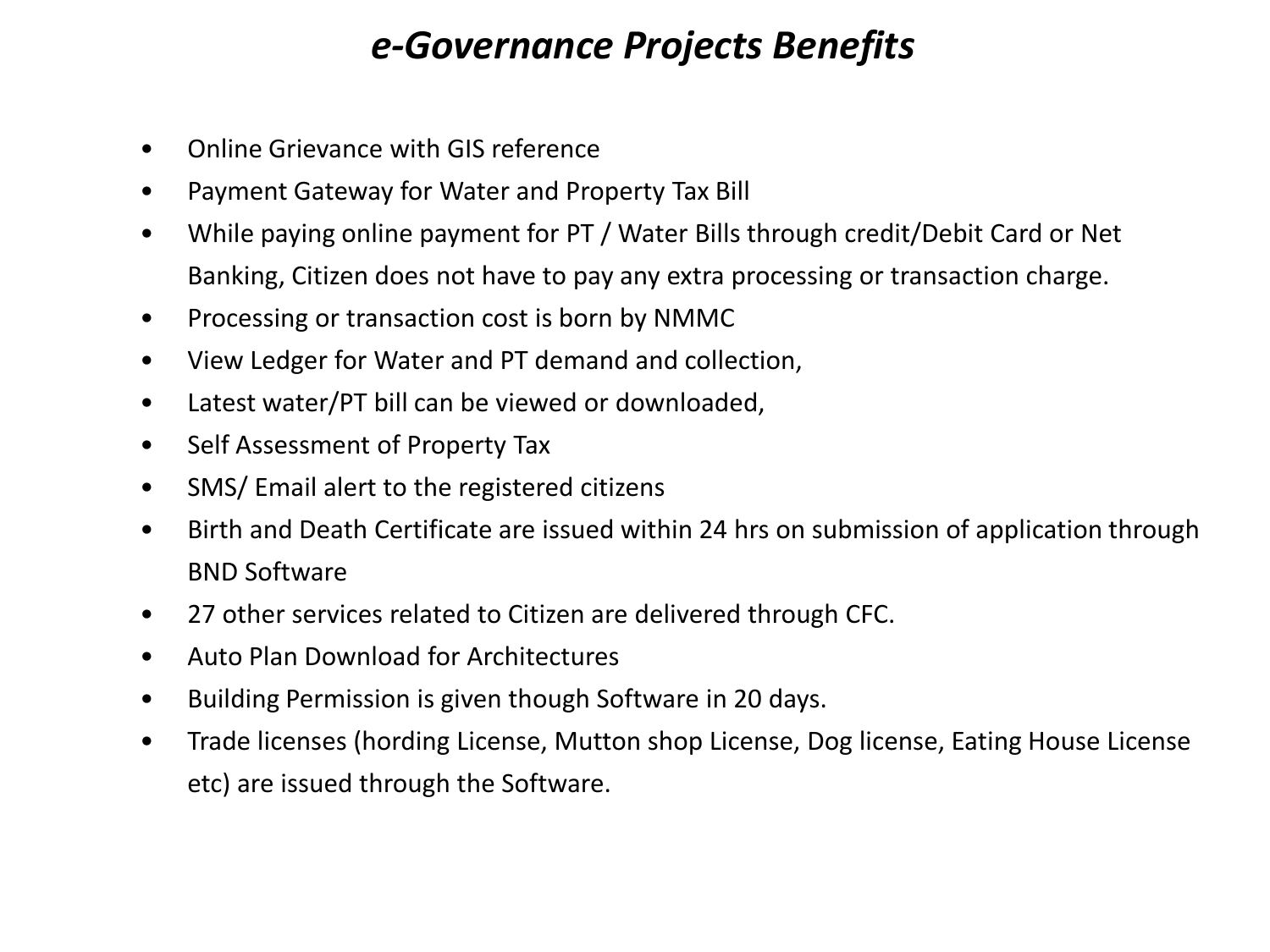# *e-Governance Projects Benefits*

- Online Grievance with GIS reference
- Payment Gateway for Water and Property Tax Bill
- While paying online payment for PT / Water Bills through credit/Debit Card or Net Banking, Citizen does not have to pay any extra processing or transaction charge.
- Processing or transaction cost is born by NMMC
- View Ledger for Water and PT demand and collection,
- Latest water/PT bill can be viewed or downloaded,
- Self Assessment of Property Tax
- SMS/ Email alert to the registered citizens
- Birth and Death Certificate are issued within 24 hrs on submission of application through BND Software
- 27 other services related to Citizen are delivered through CFC.
- Auto Plan Download for Architectures
- Building Permission is given though Software in 20 days.
- Trade licenses (hording License, Mutton shop License, Dog license, Eating House License etc) are issued through the Software.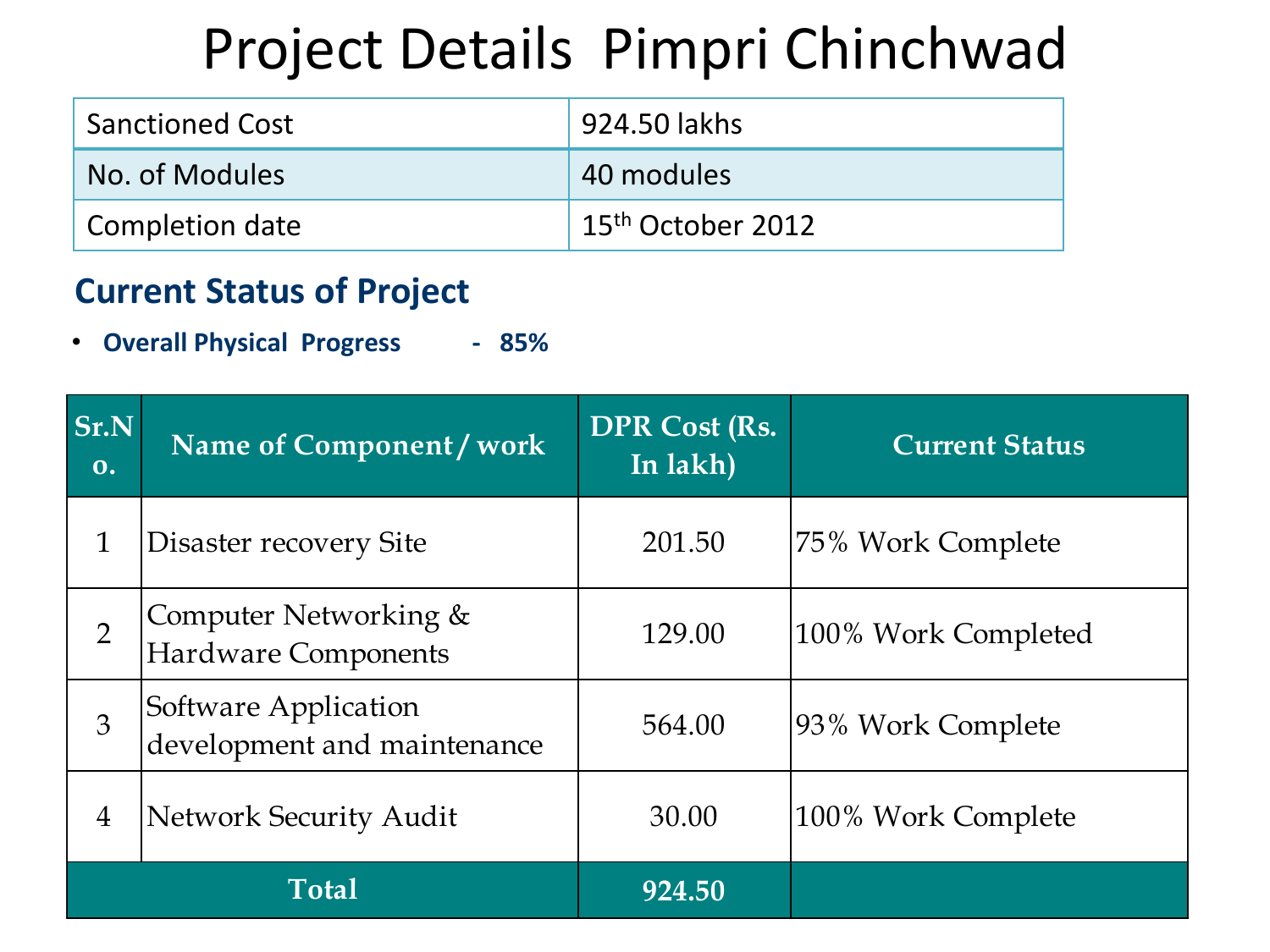# Project Details Pimpri Chinchwad

| | |
|---|---|
| Sanctioned Cost | 924.50 lakhs |
| No. of Modules | 40 modules |
| Completion date | 15th October 2012 |

## Current Status of Project

- **Overall Physical Progress - 85%**

| Sr.No. | Name of Component / work | DPR Cost (Rs. In lakh) | Current Status |
|---|---|---|---|
| 1 | Disaster recovery Site | 201.50 | 75% Work Complete |
| 2 | Computer Networking & Hardware Components | 129.00 | 100% Work Completed |
| 3 | Software Application development and maintenance | 564.00 | 93% Work Complete |
| 4 | Network Security Audit | 30.00 | 100% Work Complete |
| **Total** | | **924.50** | |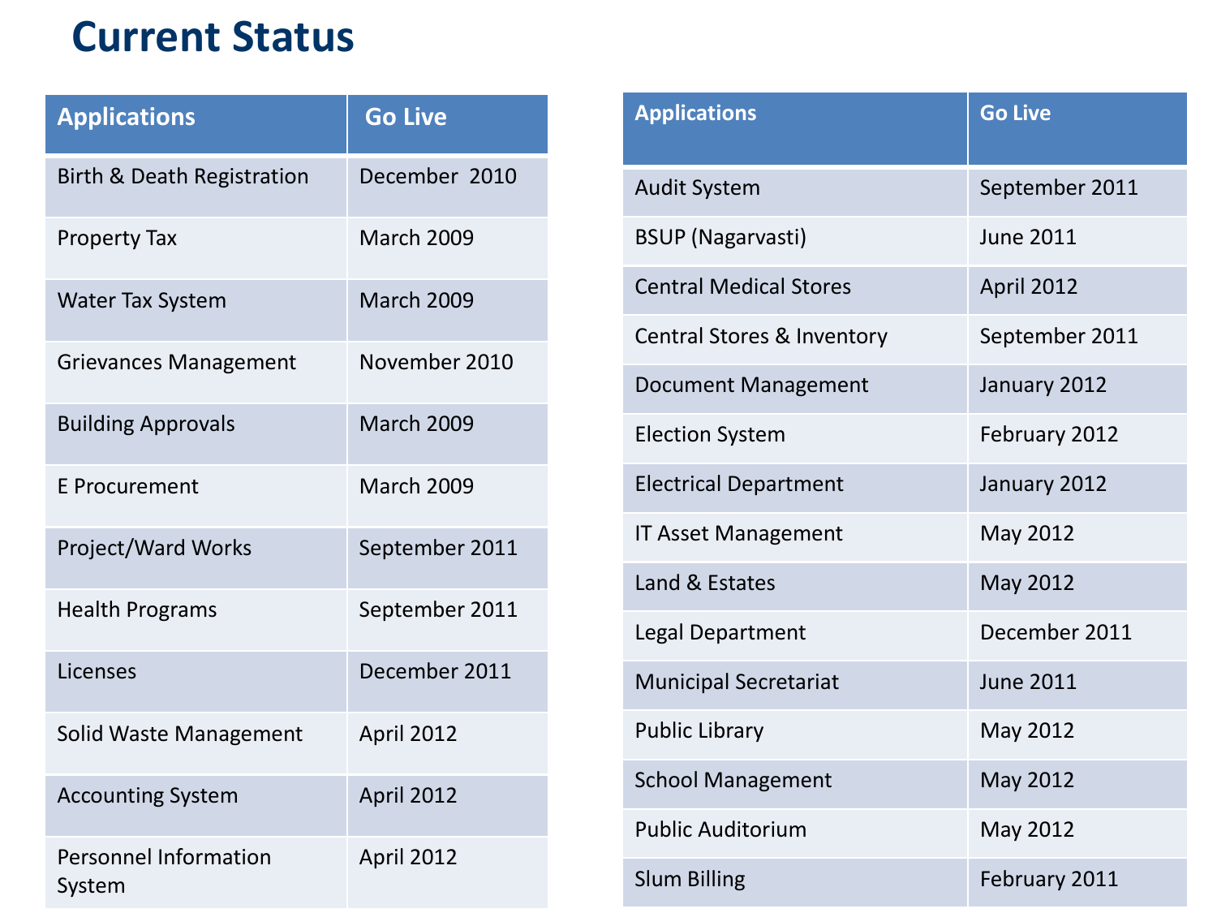# Current Status

| Applications | Go Live |
| --- | --- |
| Birth & Death Registration | December 2010 |
| Property Tax | March 2009 |
| Water Tax System | March 2009 |
| Grievances Management | November 2010 |
| Building Approvals | March 2009 |
| E Procurement | March 2009 |
| Project/Ward Works | September 2011 |
| Health Programs | September 2011 |
| Licenses | December 2011 |
| Solid Waste Management | April 2012 |
| Accounting System | April 2012 |
| Personnel Information System | April 2012 |

| Applications | Go Live |
| --- | --- |
| Audit System | September 2011 |
| BSUP (Nagarvasti) | June 2011 |
| Central Medical Stores | April 2012 |
| Central Stores & Inventory | September 2011 |
| Document Management | January 2012 |
| Election System | February 2012 |
| Electrical Department | January 2012 |
| IT Asset Management | May 2012 |
| Land & Estates | May 2012 |
| Legal Department | December 2011 |
| Municipal Secretariat | June 2011 |
| Public Library | May 2012 |
| School Management | May 2012 |
| Public Auditorium | May 2012 |
| Slum Billing | February 2011 |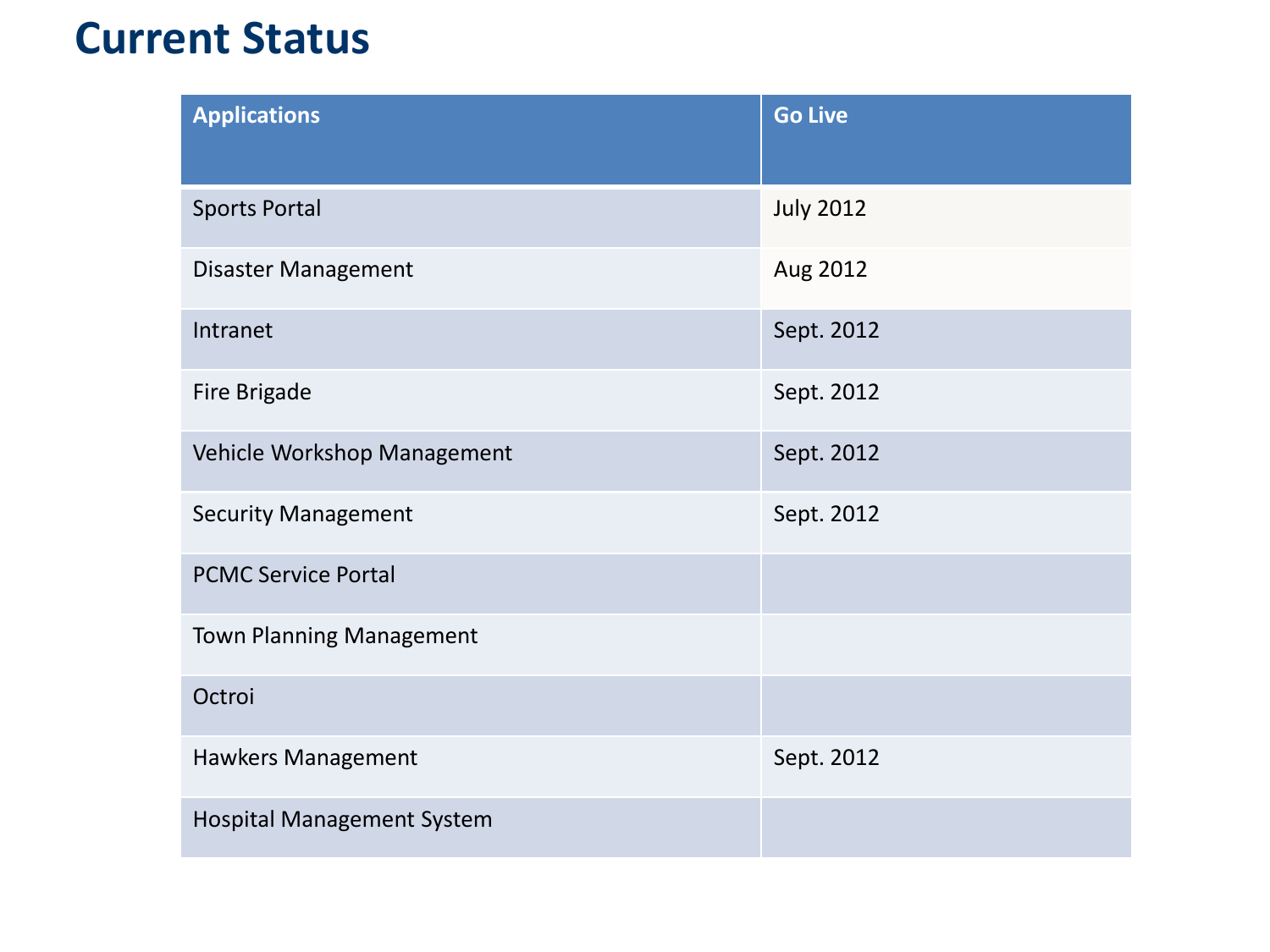# Current Status

| Applications | Go Live |
|---|---|
| Sports Portal | July 2012 |
| Disaster Management | Aug 2012 |
| Intranet | Sept. 2012 |
| Fire Brigade | Sept. 2012 |
| Vehicle Workshop Management | Sept. 2012 |
| Security Management | Sept. 2012 |
| PCMC Service Portal | |
| Town Planning Management | |
| Octroi | |
| Hawkers Management | Sept. 2012 |
| Hospital Management System | |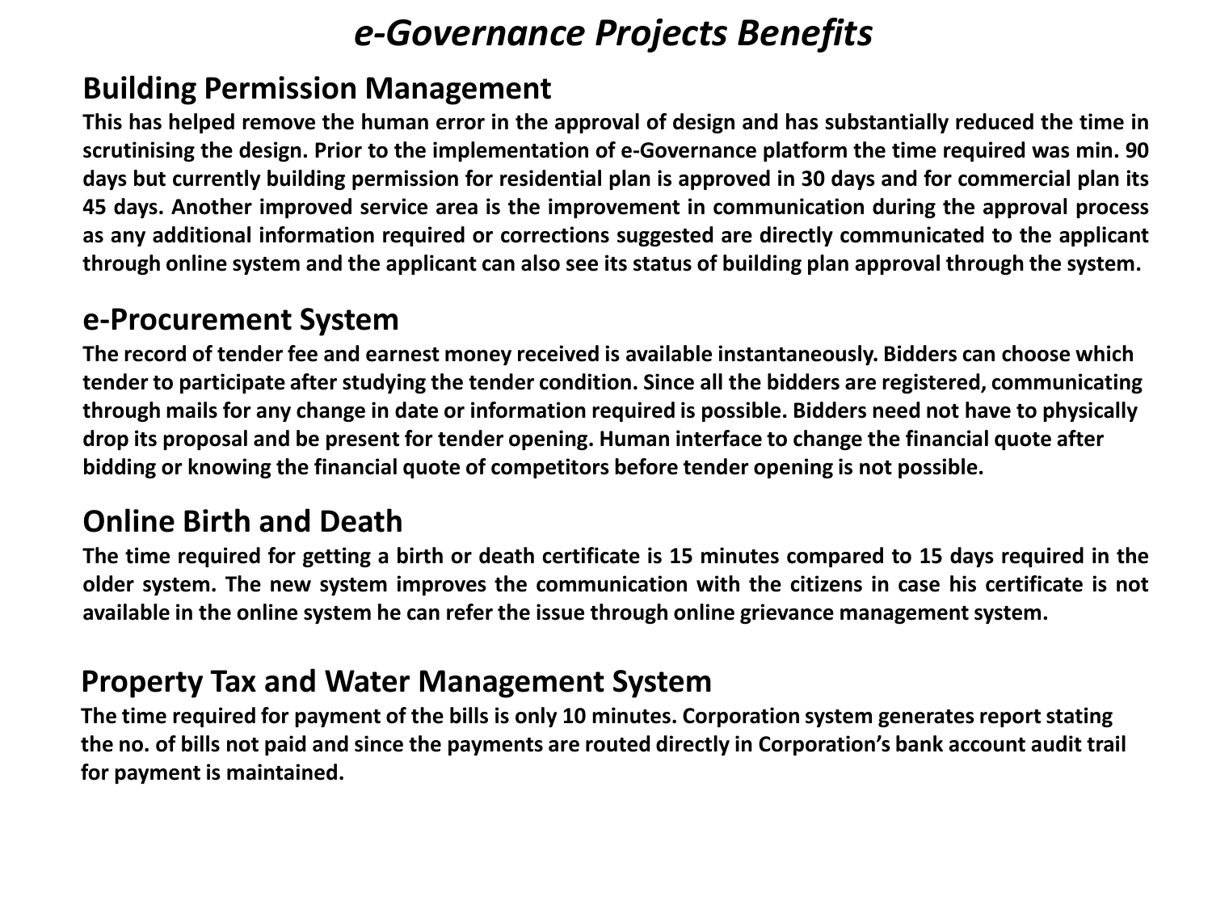# *e-Governance Projects Benefits*

## Building Permission Management

**This has helped remove the human error in the approval of design and has substantially reduced the time in scrutinising the design. Prior to the implementation of e-Governance platform the time required was min. 90 days but currently building permission for residential plan is approved in 30 days and for commercial plan its 45 days. Another improved service area is the improvement in communication during the approval process as any additional information required or corrections suggested are directly communicated to the applicant through online system and the applicant can also see its status of building plan approval through the system.**

## e-Procurement System

**The record of tender fee and earnest money received is available instantaneously. Bidders can choose which tender to participate after studying the tender condition. Since all the bidders are registered, communicating through mails for any change in date or information required is possible. Bidders need not have to physically drop its proposal and be present for tender opening. Human interface to change the financial quote after bidding or knowing the financial quote of competitors before tender opening is not possible.**

## Online Birth and Death

**The time required for getting a birth or death certificate is 15 minutes compared to 15 days required in the older system. The new system improves the communication with the citizens in case his certificate is not available in the online system he can refer the issue through online grievance management system.**

## Property Tax and Water Management System

**The time required for payment of the bills is only 10 minutes. Corporation system generates report stating the no. of bills not paid and since the payments are routed directly in Corporation's bank account audit trail for payment is maintained.**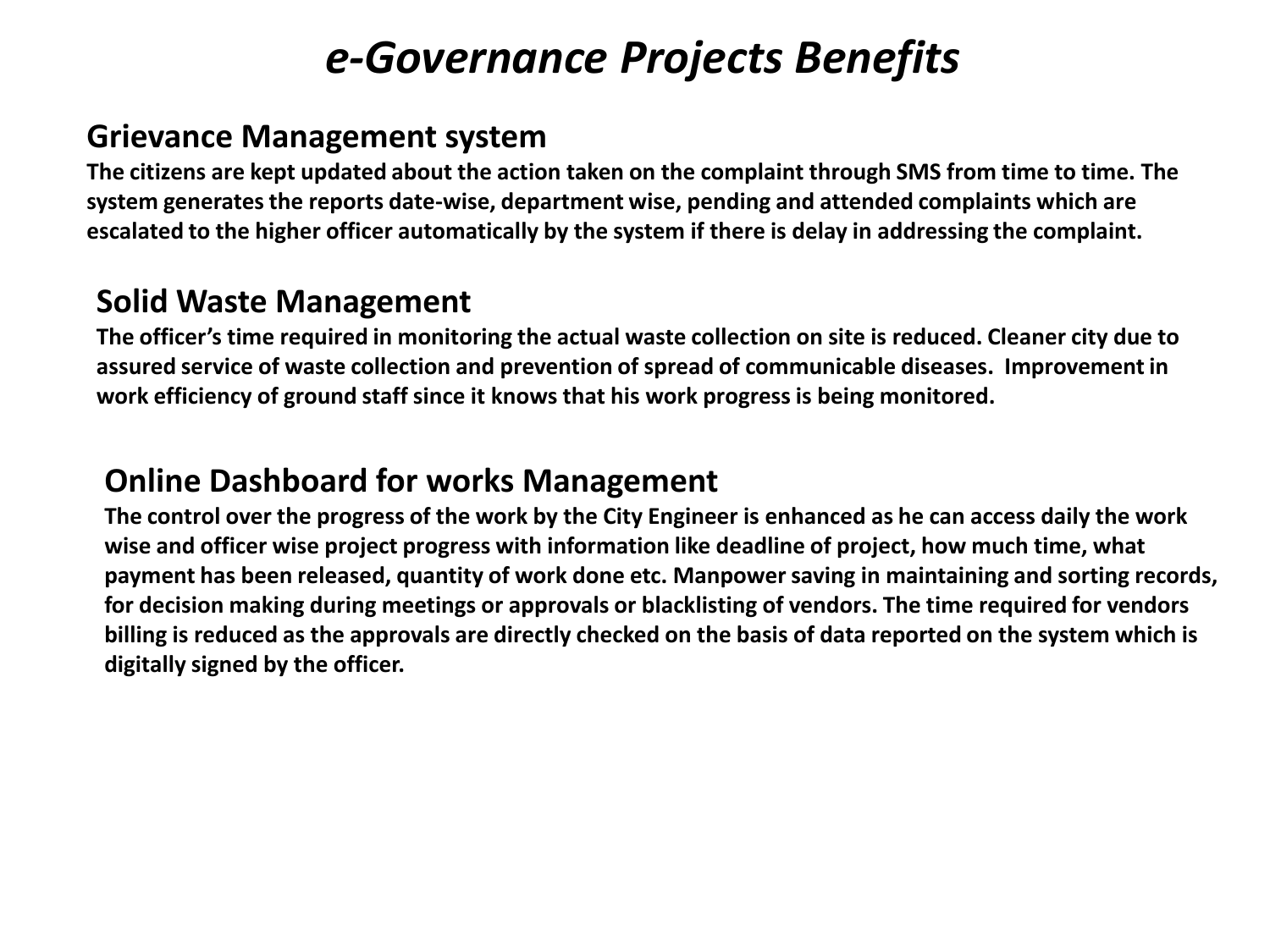# *e-Governance Projects Benefits*

## Grievance Management system

**The citizens are kept updated about the action taken on the complaint through SMS from time to time. The system generates the reports date-wise, department wise, pending and attended complaints which are escalated to the higher officer automatically by the system if there is delay in addressing the complaint.**

## Solid Waste Management

**The officer's time required in monitoring the actual waste collection on site is reduced. Cleaner city due to assured service of waste collection and prevention of spread of communicable diseases. Improvement in work efficiency of ground staff since it knows that his work progress is being monitored.**

## Online Dashboard for works Management

**The control over the progress of the work by the City Engineer is enhanced as he can access daily the work wise and officer wise project progress with information like deadline of project, how much time, what payment has been released, quantity of work done etc. Manpower saving in maintaining and sorting records, for decision making during meetings or approvals or blacklisting of vendors. The time required for vendors billing is reduced as the approvals are directly checked on the basis of data reported on the system which is digitally signed by the officer.**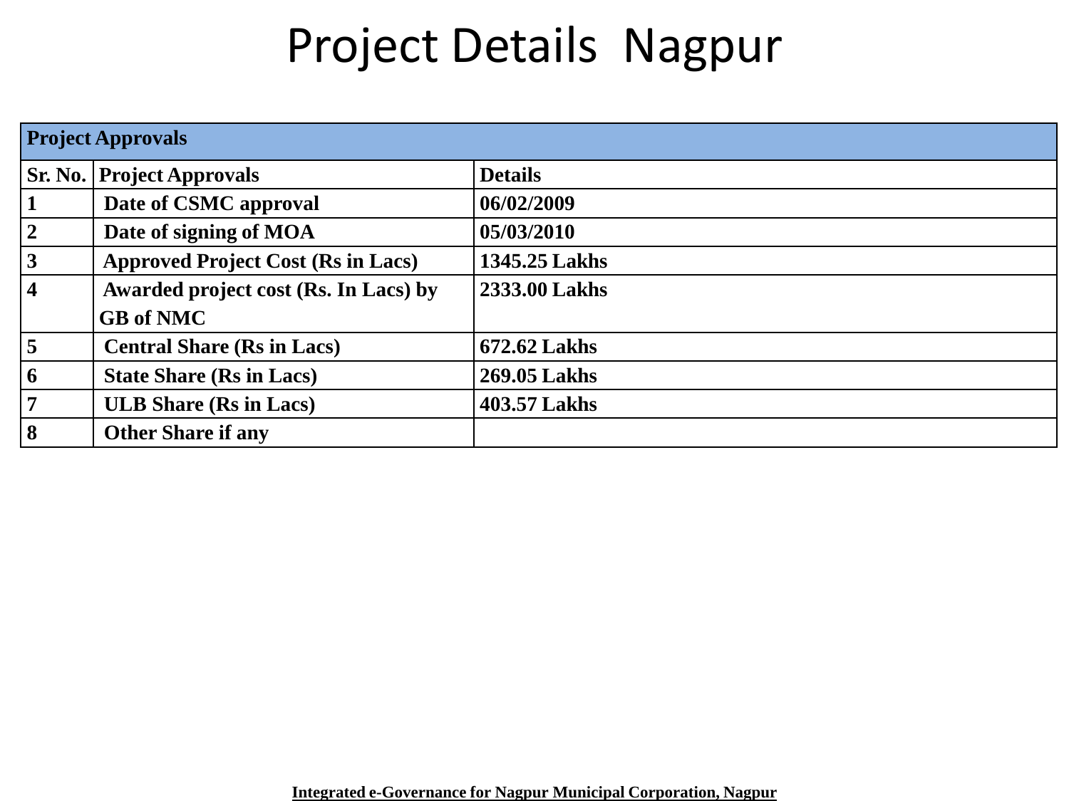# Project Details Nagpur

| **Project Approvals** | | |
|---|---|---|
| **Sr. No.** | **Project Approvals** | **Details** |
| **1** | **Date of CSMC approval** | **06/02/2009** |
| **2** | **Date of signing of MOA** | **05/03/2010** |
| **3** | **Approved Project Cost (Rs in Lacs)** | **1345.25 Lakhs** |
| **4** | **Awarded project cost (Rs. In Lacs) by GB of NMC** | **2333.00 Lakhs** |
| **5** | **Central Share (Rs in Lacs)** | **672.62 Lakhs** |
| **6** | **State Share (Rs in Lacs)** | **269.05 Lakhs** |
| **7** | **ULB Share (Rs in Lacs)** | **403.57 Lakhs** |
| **8** | **Other Share if any** | |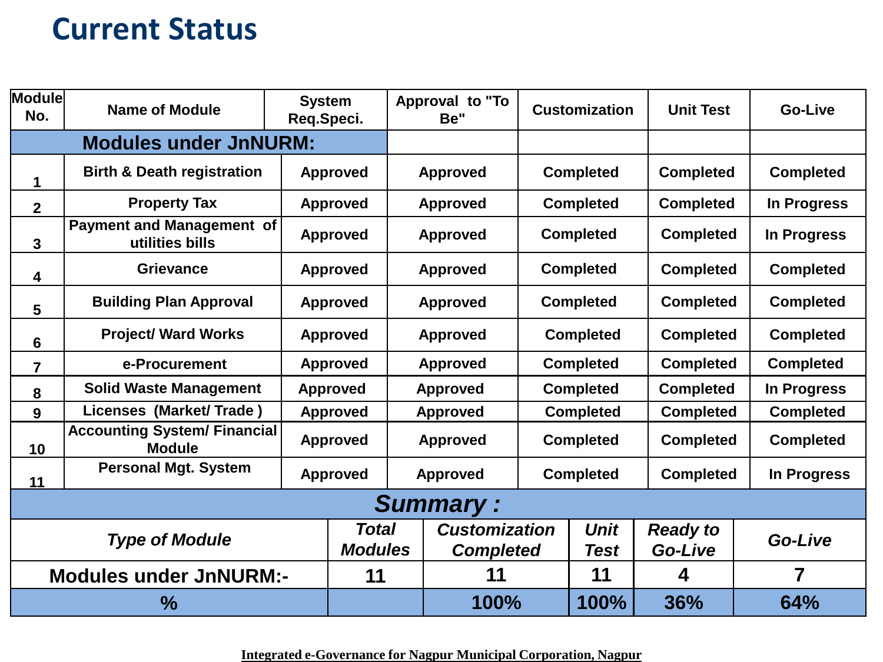# Current Status

| Module No. | Name of Module | System Req.Speci. | Approval to "To Be" | Customization | Unit Test | Go-Live |
|---|---|---|---|---|---|---|
| **Modules under JnNURM:** | | | | | | |
| 1 | Birth & Death registration | Approved | Approved | Completed | Completed | Completed |
| 2 | Property Tax | Approved | Approved | Completed | Completed | In Progress |
| 3 | Payment and Management of utilities bills | Approved | Approved | Completed | Completed | In Progress |
| 4 | Grievance | Approved | Approved | Completed | Completed | Completed |
| 5 | Building Plan Approval | Approved | Approved | Completed | Completed | Completed |
| 6 | Project/ Ward Works | Approved | Approved | Completed | Completed | Completed |
| 7 | e-Procurement | Approved | Approved | Completed | Completed | Completed |
| 8 | Solid Waste Management | Approved | Approved | Completed | Completed | In Progress |
| 9 | Licenses (Market/ Trade ) | Approved | Approved | Completed | Completed | Completed |
| 10 | Accounting System/ Financial Module | Approved | Approved | Completed | Completed | Completed |
| 11 | Personal Mgt. System | Approved | Approved | Completed | Completed | In Progress |

## *Summary :*

| *Type of Module* | *Total Modules* | *Customization Completed* | *Unit Test* | *Ready to Go-Live* | *Go-Live* |
|---|---|---|---|---|---|
| **Modules under JnNURM:-** | 11 | 11 | 11 | 4 | 7 |
| **%** | | 100% | 100% | 36% | 64% |

Integrated e-Governance for Nagpur Municipal Corporation, Nagpur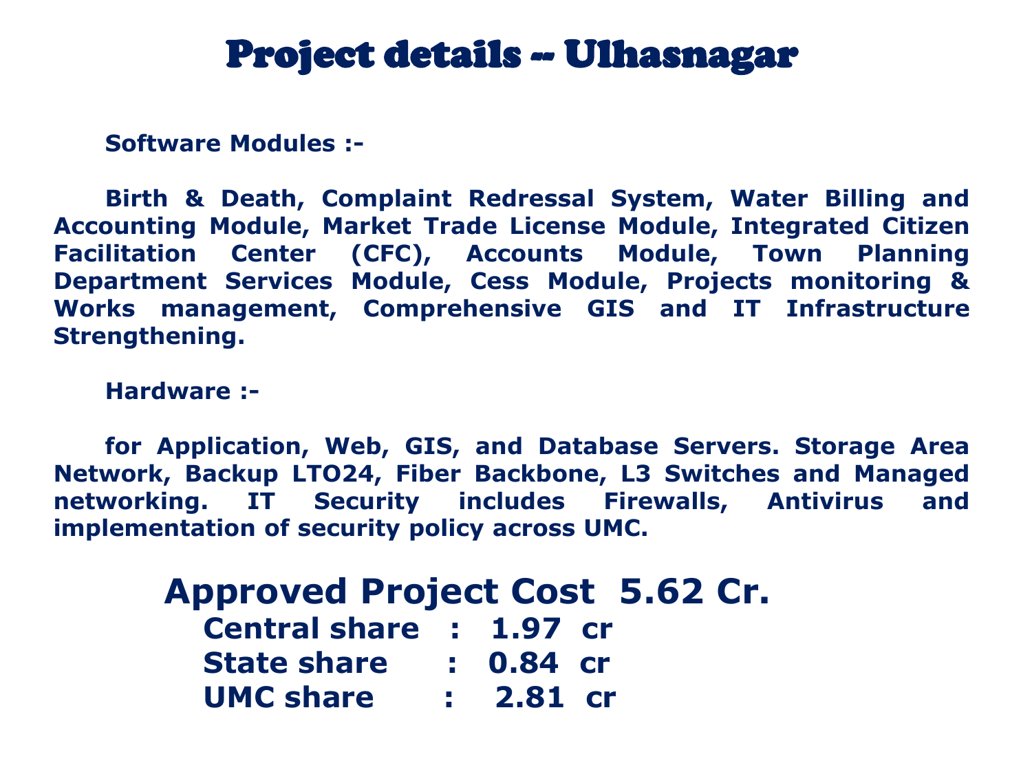# Project details -- Ulhasnagar

**Software Modules :-**

**Birth & Death, Complaint Redressal System, Water Billing and Accounting Module, Market Trade License Module, Integrated Citizen Facilitation Center (CFC), Accounts Module, Town Planning Department Services Module, Cess Module, Projects monitoring & Works management, Comprehensive GIS and IT Infrastructure Strengthening.**

**Hardware :-**

**for Application, Web, GIS, and Database Servers. Storage Area Network, Backup LTO24, Fiber Backbone, L3 Switches and Managed networking. IT Security includes Firewalls, Antivirus and implementation of security policy across UMC.**

## Approved Project Cost 5.62 Cr.

**Central share : 1.97 cr**
**State share : 0.84 cr**
**UMC share : 2.81 cr**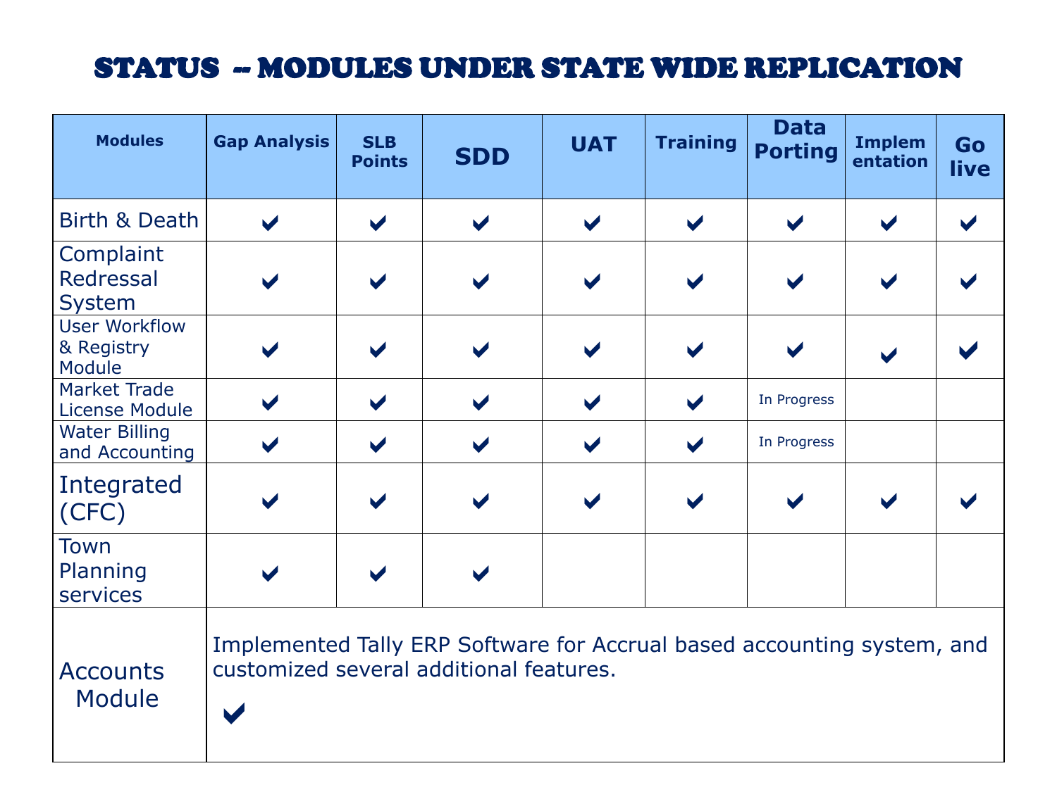# STATUS -- MODULES UNDER STATE WIDE REPLICATION

| Modules | Gap Analysis | SLB Points | SDD | UAT | Training | Data Porting | Implementation | Go live |
|---|---|---|---|---|---|---|---|---|
| Birth & Death | ✔ | ✔ | ✔ | ✔ | ✔ | ✔ | ✔ | ✔ |
| Complaint Redressal System | ✔ | ✔ | ✔ | ✔ | ✔ | ✔ | ✔ | ✔ |
| User Workflow & Registry Module | ✔ | ✔ | ✔ | ✔ | ✔ | ✔ | ✔ | ✔ |
| Market Trade License Module | ✔ | ✔ | ✔ | ✔ | ✔ | In Progress | | |
| Water Billing and Accounting | ✔ | ✔ | ✔ | ✔ | ✔ | In Progress | | |
| Integrated (CFC) | ✔ | ✔ | ✔ | ✔ | ✔ | ✔ | ✔ | ✔ |
| Town Planning services | ✔ | ✔ | ✔ | | | | | |
| Accounts Module | Implemented Tally ERP Software for Accrual based accounting system, and customized several additional features. ✔ | | | | | | | |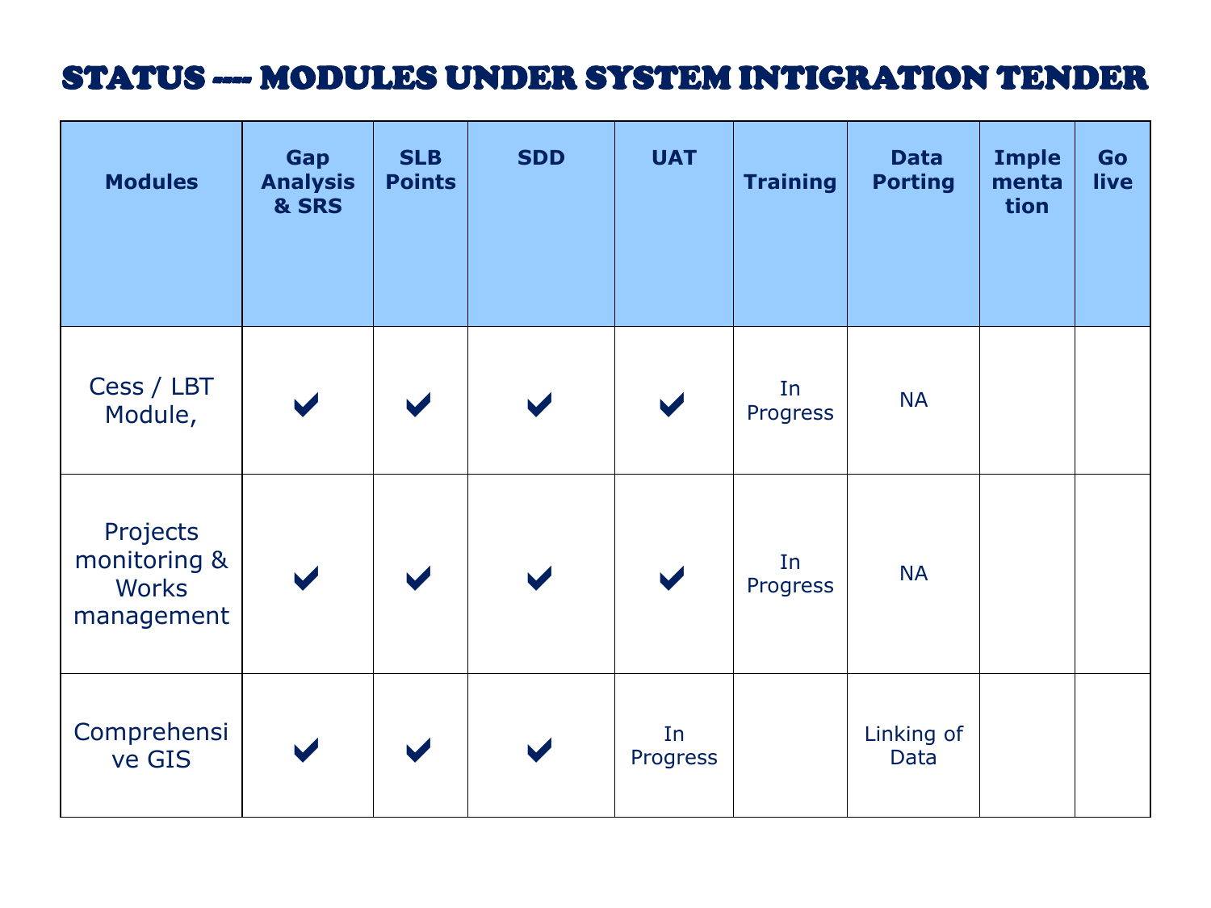# STATUS ---- MODULES UNDER SYSTEM INTIGRATION TENDER

| Modules | Gap Analysis & SRS | SLB Points | SDD | UAT | Training | Data Porting | Implementation | Go live |
|---|---|---|---|---|---|---|---|---|
| Cess / LBT Module, | ✔ | ✔ | ✔ | ✔ | In Progress | NA | | |
| Projects monitoring & Works management | ✔ | ✔ | ✔ | ✔ | In Progress | NA | | |
| Comprehensive GIS | ✔ | ✔ | ✔ | In Progress | | Linking of Data | | |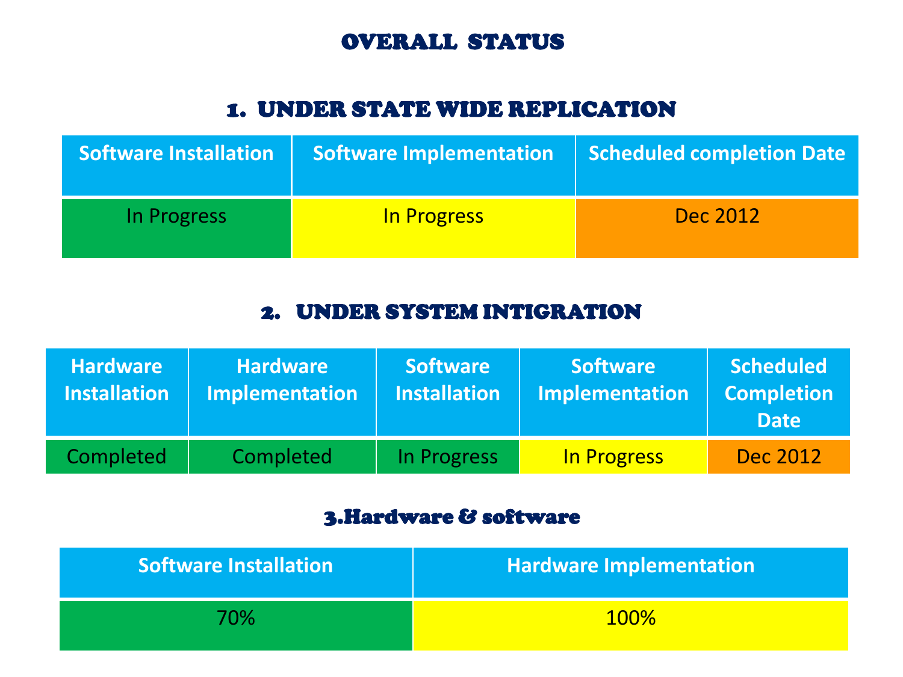# OVERALL STATUS

## 1. UNDER STATE WIDE REPLICATION

| Software Installation | Software Implementation | Scheduled completion Date |
|---|---|---|
| In Progress | In Progress | Dec 2012 |

## 2. UNDER SYSTEM INTIGRATION

| Hardware Installation | Hardware Implementation | Software Installation | Software Implementation | Scheduled Completion Date |
|---|---|---|---|---|
| Completed | Completed | In Progress | In Progress | Dec 2012 |

## 3.Hardware & software

| Software Installation | Hardware Implementation |
|---|---|
| 70% | 100% |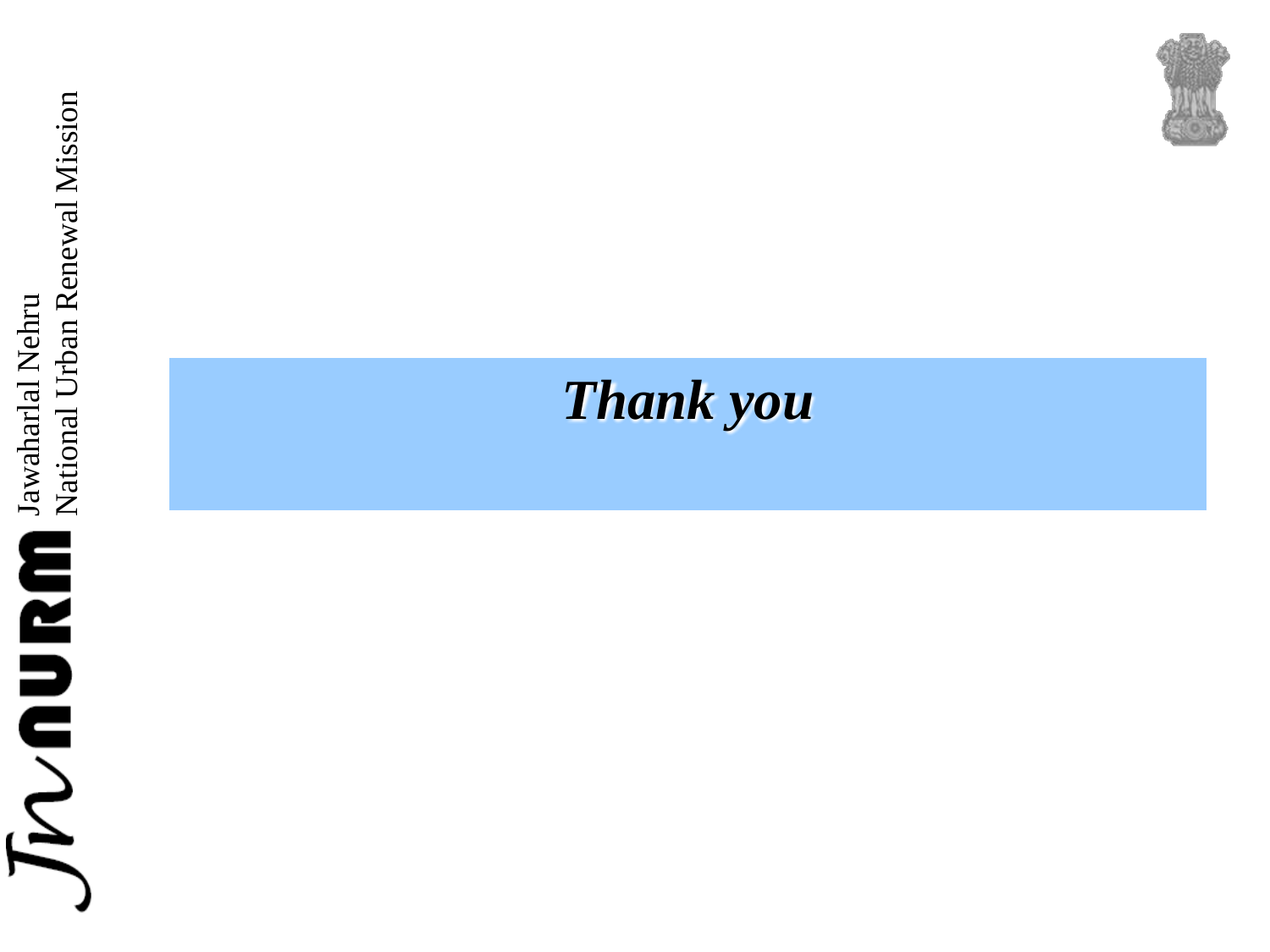***Thank you***